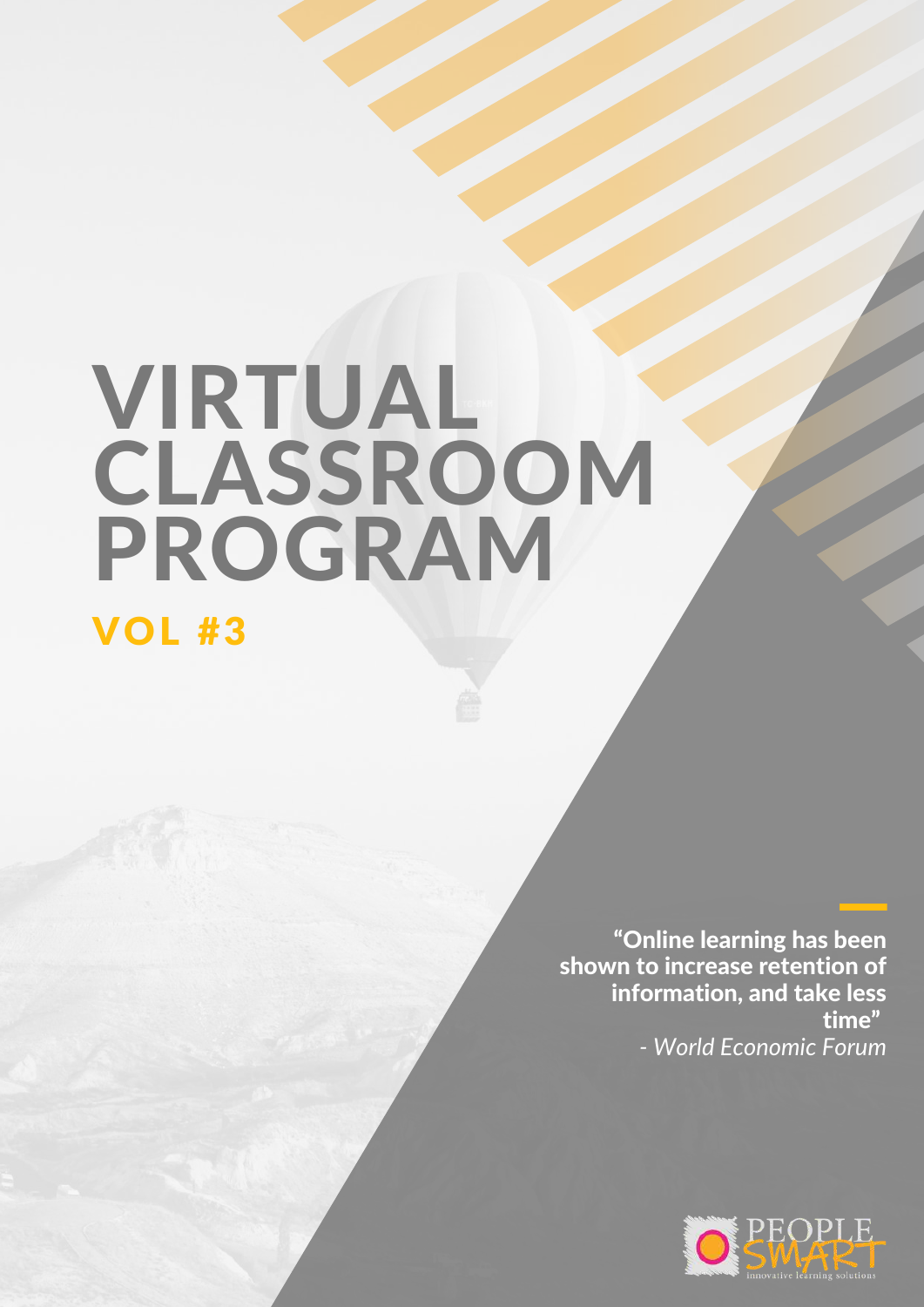# VIRTUAL CLASSROOM PROGRAM

## VOL #3

> **"Online learning has been shown to increase retention of information, and take less time"**
> *- World Economic Forum*

PEOPLE SMART
innovative learning solutions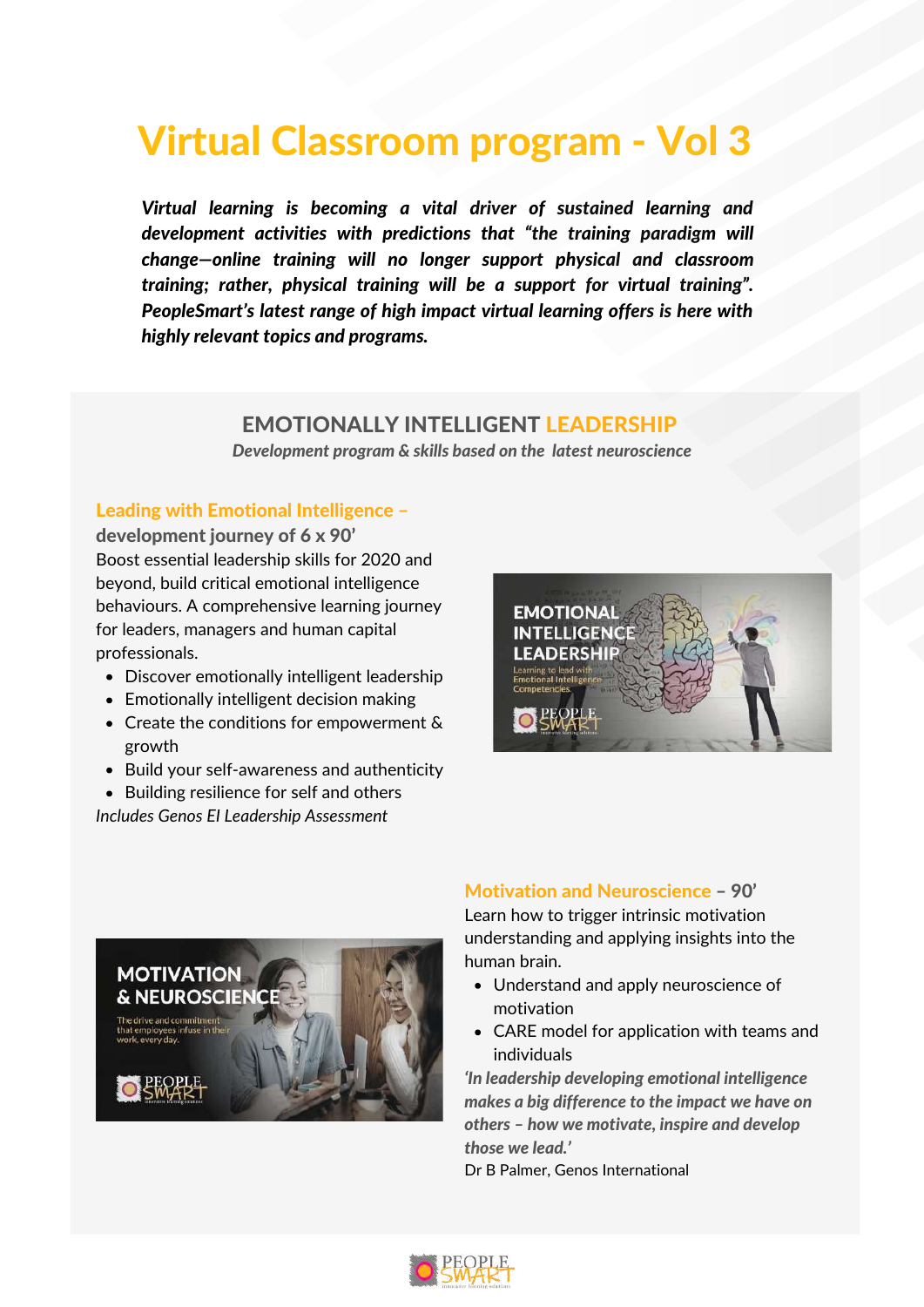# Virtual Classroom program - Vol 3

***Virtual learning is becoming a vital driver of sustained learning and development activities with predictions that "the training paradigm will change—online training will no longer support physical and classroom training; rather, physical training will be a support for virtual training". PeopleSmart's latest range of high impact virtual learning offers is here with highly relevant topics and programs.***

## EMOTIONALLY INTELLIGENT LEADERSHIP

*Development program & skills based on the latest neuroscience*

### Leading with Emotional Intelligence – development journey of 6 x 90'

Boost essential leadership skills for 2020 and beyond, build critical emotional intelligence behaviours. A comprehensive learning journey for leaders, managers and human capital professionals.

- Discover emotionally intelligent leadership
- Emotionally intelligent decision making
- Create the conditions for empowerment & growth
- Build your self-awareness and authenticity
- Building resilience for self and others

*Includes Genos EI Leadership Assessment*

### Motivation and Neuroscience – 90'

Learn how to trigger intrinsic motivation understanding and applying insights into the human brain.

- Understand and apply neuroscience of motivation
- CARE model for application with teams and individuals

***'In leadership developing emotional intelligence makes a big difference to the impact we have on others – how we motivate, inspire and develop those we lead.'***

Dr B Palmer, Genos International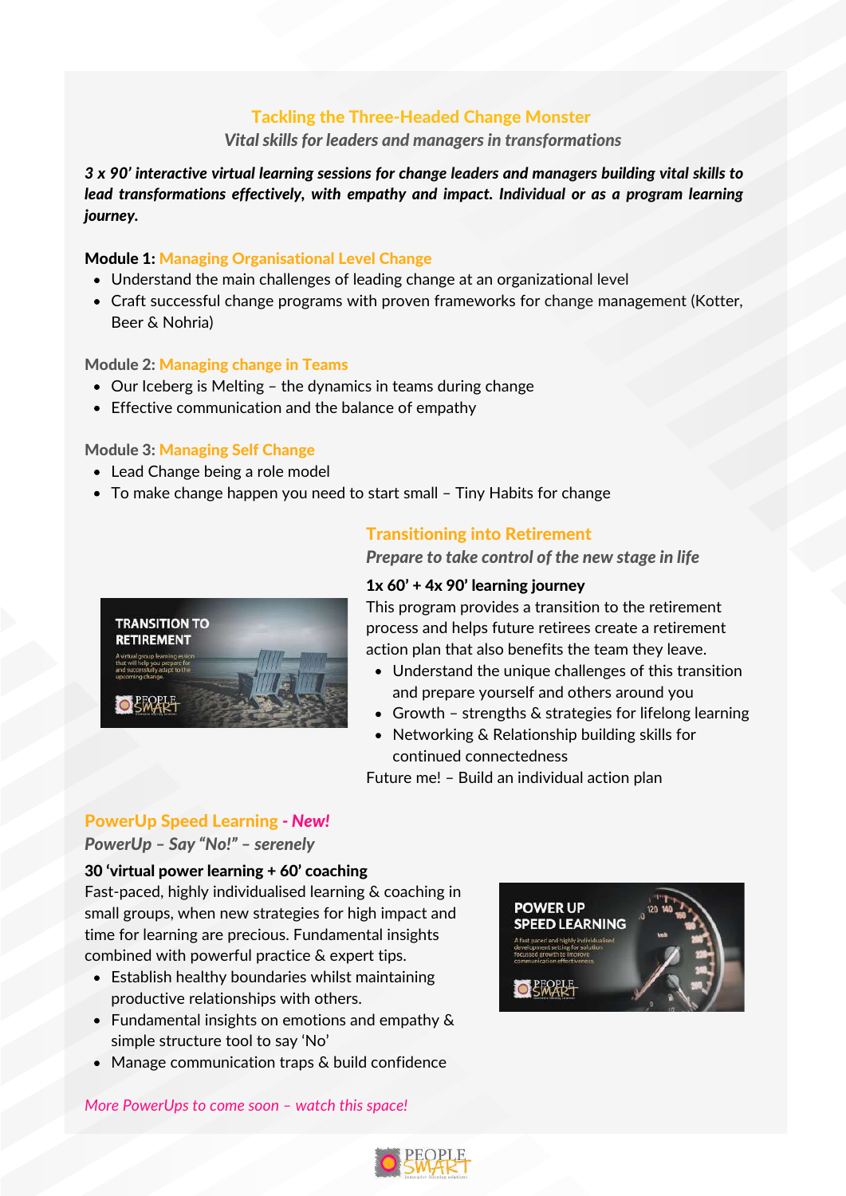## Tackling the Three-Headed Change Monster

*Vital skills for leaders and managers in transformations*

***3 x 90' interactive virtual learning sessions for change leaders and managers building vital skills to lead transformations effectively, with empathy and impact. Individual or as a program learning journey.***

**Module 1:** **Managing Organisational Level Change**

- Understand the main challenges of leading change at an organizational level
- Craft successful change programs with proven frameworks for change management (Kotter, Beer & Nohria)

**Module 2:** **Managing change in Teams**

- Our Iceberg is Melting – the dynamics in teams during change
- Effective communication and the balance of empathy

**Module 3:** **Managing Self Change**

- Lead Change being a role model
- To make change happen you need to start small – Tiny Habits for change

## Transitioning into Retirement

*Prepare to take control of the new stage in life*

**1x 60' + 4x 90' learning journey**

This program provides a transition to the retirement process and helps future retirees create a retirement action plan that also benefits the team they leave.

- Understand the unique challenges of this transition and prepare yourself and others around you
- Growth – strengths & strategies for lifelong learning
- Networking & Relationship building skills for continued connectedness

Future me! – Build an individual action plan

## PowerUp Speed Learning - *New!*

*PowerUp – Say "No!" – serenely*

**30 'virtual power learning + 60' coaching**

Fast-paced, highly individualised learning & coaching in small groups, when new strategies for high impact and time for learning are precious. Fundamental insights combined with powerful practice & expert tips.

- Establish healthy boundaries whilst maintaining productive relationships with others.
- Fundamental insights on emotions and empathy & simple structure tool to say 'No'
- Manage communication traps & build confidence

*More PowerUps to come soon – watch this space!*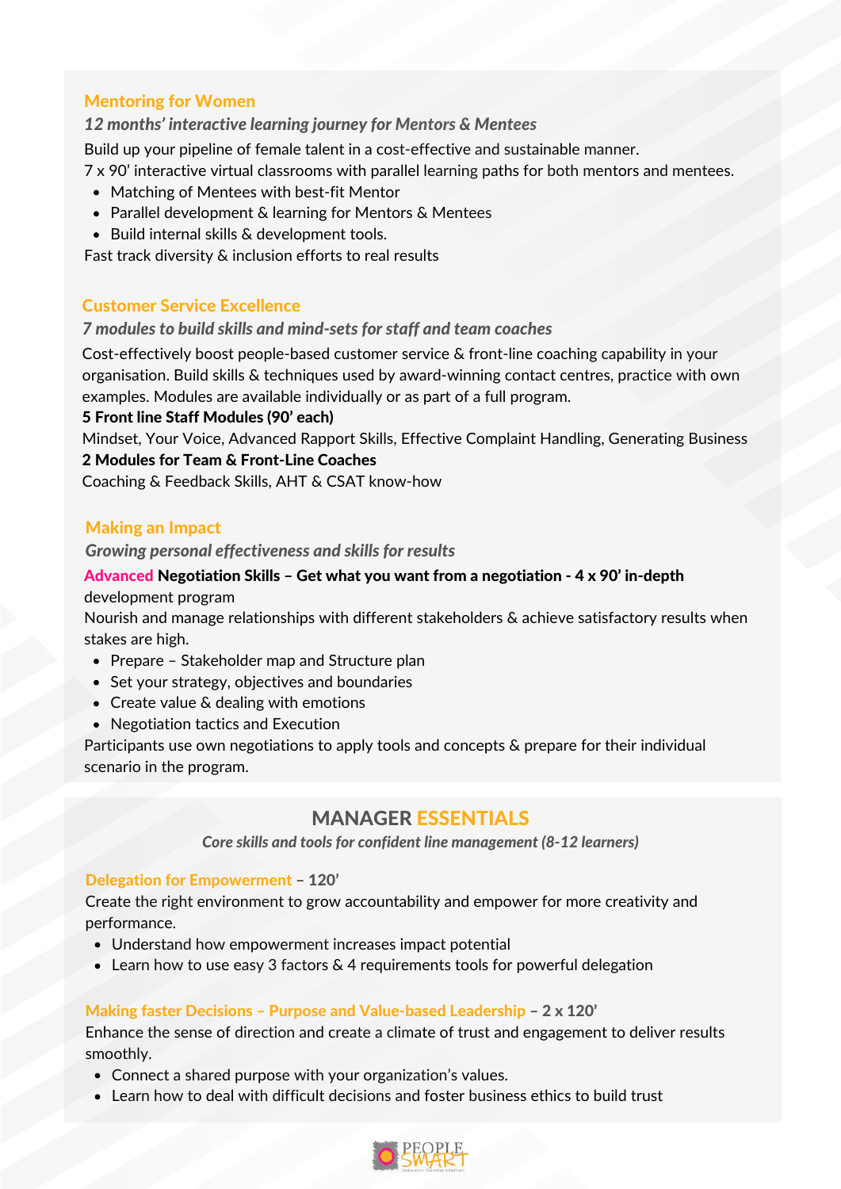## Mentoring for Women

*12 months' interactive learning journey for Mentors & Mentees*

Build up your pipeline of female talent in a cost-effective and sustainable manner.
7 x 90' interactive virtual classrooms with parallel learning paths for both mentors and mentees.

- Matching of Mentees with best-fit Mentor
- Parallel development & learning for Mentors & Mentees
- Build internal skills & development tools.

Fast track diversity & inclusion efforts to real results

## Customer Service Excellence

*7 modules to build skills and mind-sets for staff and team coaches*

Cost-effectively boost people-based customer service & front-line coaching capability in your organisation. Build skills & techniques used by award-winning contact centres, practice with own examples. Modules are available individually or as part of a full program.

**5 Front line Staff Modules (90' each)**

Mindset, Your Voice, Advanced Rapport Skills, Effective Complaint Handling, Generating Business

**2 Modules for Team & Front-Line Coaches**

Coaching & Feedback Skills, AHT & CSAT know-how

## Making an Impact

*Growing personal effectiveness and skills for results*

**Advanced Negotiation Skills – Get what you want from a negotiation - 4 x 90' in-depth** development program

Nourish and manage relationships with different stakeholders & achieve satisfactory results when stakes are high.

- Prepare – Stakeholder map and Structure plan
- Set your strategy, objectives and boundaries
- Create value & dealing with emotions
- Negotiation tactics and Execution

Participants use own negotiations to apply tools and concepts & prepare for their individual scenario in the program.

# MANAGER ESSENTIALS

*Core skills and tools for confident line management (8-12 learners)*

### Delegation for Empowerment – 120'

Create the right environment to grow accountability and empower for more creativity and performance.

- Understand how empowerment increases impact potential
- Learn how to use easy 3 factors & 4 requirements tools for powerful delegation

### Making faster Decisions – Purpose and Value-based Leadership – 2 x 120'

Enhance the sense of direction and create a climate of trust and engagement to deliver results smoothly.

- Connect a shared purpose with your organization's values.
- Learn how to deal with difficult decisions and foster business ethics to build trust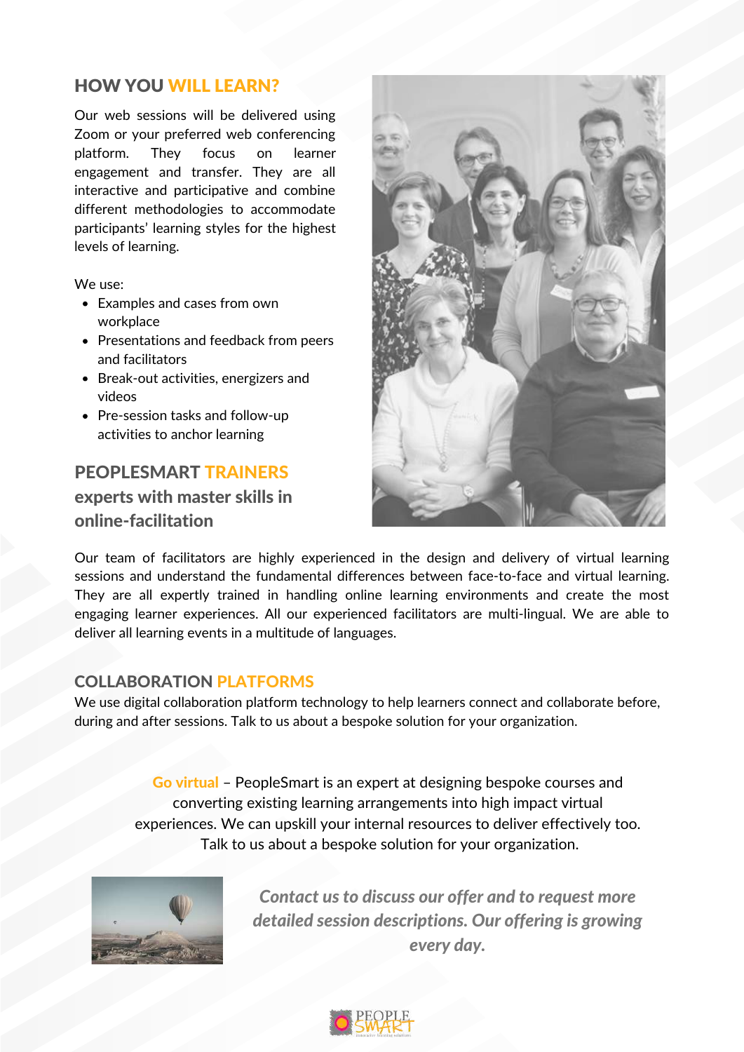## HOW YOU WILL LEARN?

Our web sessions will be delivered using Zoom or your preferred web conferencing platform. They focus on learner engagement and transfer. They are all interactive and participative and combine different methodologies to accommodate participants' learning styles for the highest levels of learning.

We use:

- Examples and cases from own workplace
- Presentations and feedback from peers and facilitators
- Break-out activities, energizers and videos
- Pre-session tasks and follow-up activities to anchor learning

## PEOPLESMART TRAINERS

### experts with master skills in online-facilitation

Our team of facilitators are highly experienced in the design and delivery of virtual learning sessions and understand the fundamental differences between face-to-face and virtual learning. They are all expertly trained in handling online learning environments and create the most engaging learner experiences. All our experienced facilitators are multi-lingual. We are able to deliver all learning events in a multitude of languages.

## COLLABORATION PLATFORMS

We use digital collaboration platform technology to help learners connect and collaborate before, during and after sessions. Talk to us about a bespoke solution for your organization.

**Go virtual** – PeopleSmart is an expert at designing bespoke courses and converting existing learning arrangements into high impact virtual experiences. We can upskill your internal resources to deliver effectively too. Talk to us about a bespoke solution for your organization.

***Contact us to discuss our offer and to request more detailed session descriptions. Our offering is growing every day.***

PEOPLE SMART